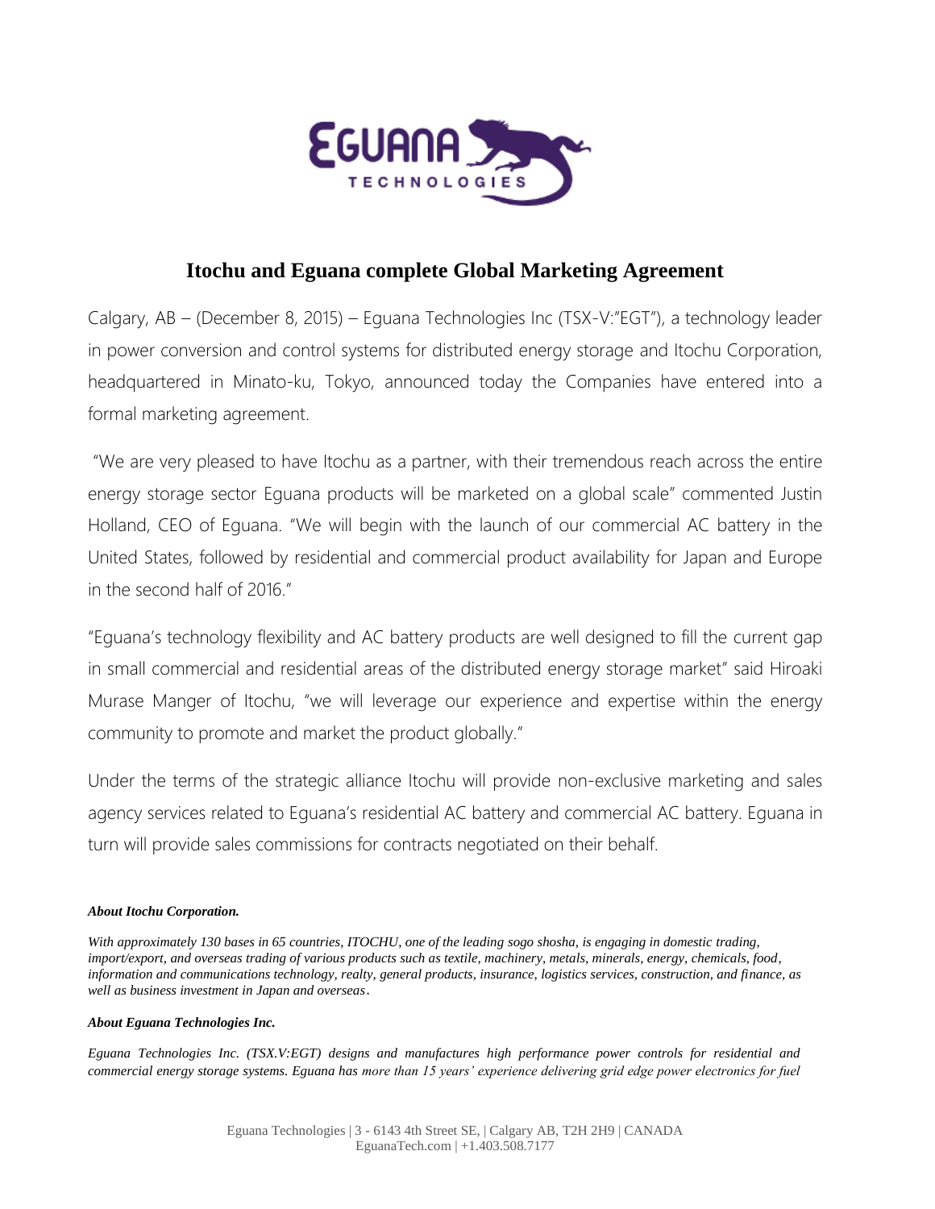# Itochu and Eguana complete Global Marketing Agreement

Calgary, AB – (December 8, 2015) – Eguana Technologies Inc (TSX-V:"EGT"), a technology leader in power conversion and control systems for distributed energy storage and Itochu Corporation, headquartered in Minato-ku, Tokyo, announced today the Companies have entered into a formal marketing agreement.

"We are very pleased to have Itochu as a partner, with their tremendous reach across the entire energy storage sector Eguana products will be marketed on a global scale" commented Justin Holland, CEO of Eguana. "We will begin with the launch of our commercial AC battery in the United States, followed by residential and commercial product availability for Japan and Europe in the second half of 2016."

"Eguana's technology flexibility and AC battery products are well designed to fill the current gap in small commercial and residential areas of the distributed energy storage market" said Hiroaki Murase Manger of Itochu, "we will leverage our experience and expertise within the energy community to promote and market the product globally."

Under the terms of the strategic alliance Itochu will provide non-exclusive marketing and sales agency services related to Eguana's residential AC battery and commercial AC battery. Eguana in turn will provide sales commissions for contracts negotiated on their behalf.

***About Itochu Corporation.***

*With approximately 130 bases in 65 countries, ITOCHU, one of the leading sogo shosha, is engaging in domestic trading, import/export, and overseas trading of various products such as textile, machinery, metals, minerals, energy, chemicals, food, information and communications technology, realty, general products, insurance, logistics services, construction, and finance, as well as business investment in Japan and overseas.*

***About Eguana Technologies Inc.***

*Eguana Technologies Inc. (TSX.V:EGT) designs and manufactures high performance power controls for residential and commercial energy storage systems. Eguana has more than 15 years' experience delivering grid edge power electronics for fuel*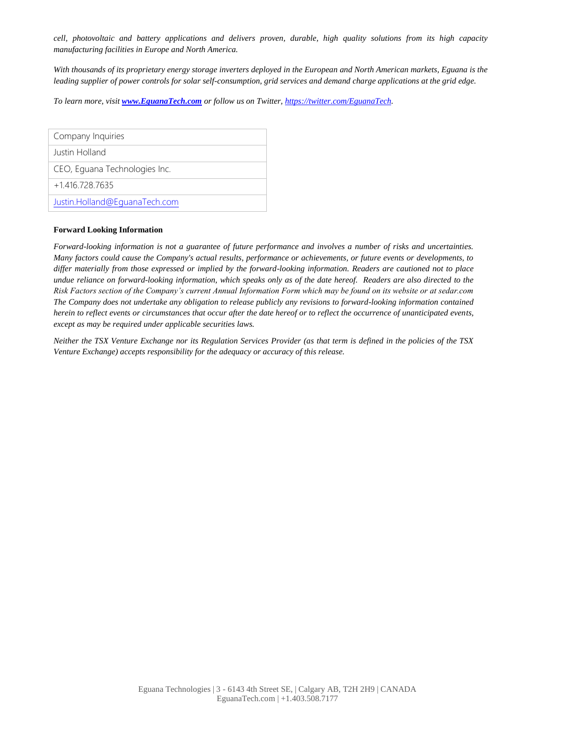*cell, photovoltaic and battery applications and delivers proven, durable, high quality solutions from its high capacity manufacturing facilities in Europe and North America.*

*With thousands of its proprietary energy storage inverters deployed in the European and North American markets, Eguana is the leading supplier of power controls for solar self-consumption, grid services and demand charge applications at the grid edge.*

*To learn more, visit **www.EguanaTech.com** or follow us on Twitter, https://twitter.com/EguanaTech.*

| |
|---|
| Company Inquiries |
| Justin Holland |
| CEO, Eguana Technologies Inc. |
| +1.416.728.7635 |
| Justin.Holland@EguanaTech.com |

**Forward Looking Information**

*Forward-looking information is not a guarantee of future performance and involves a number of risks and uncertainties. Many factors could cause the Company's actual results, performance or achievements, or future events or developments, to differ materially from those expressed or implied by the forward-looking information. Readers are cautioned not to place undue reliance on forward-looking information, which speaks only as of the date hereof. Readers are also directed to the Risk Factors section of the Company's current Annual Information Form which may be found on its website or at sedar.com The Company does not undertake any obligation to release publicly any revisions to forward-looking information contained herein to reflect events or circumstances that occur after the date hereof or to reflect the occurrence of unanticipated events, except as may be required under applicable securities laws.*

*Neither the TSX Venture Exchange nor its Regulation Services Provider (as that term is defined in the policies of the TSX Venture Exchange) accepts responsibility for the adequacy or accuracy of this release.*

Eguana Technologies | 3 - 6143 4th Street SE, | Calgary AB, T2H 2H9 | CANADA
EguanaTech.com | +1.403.508.7177